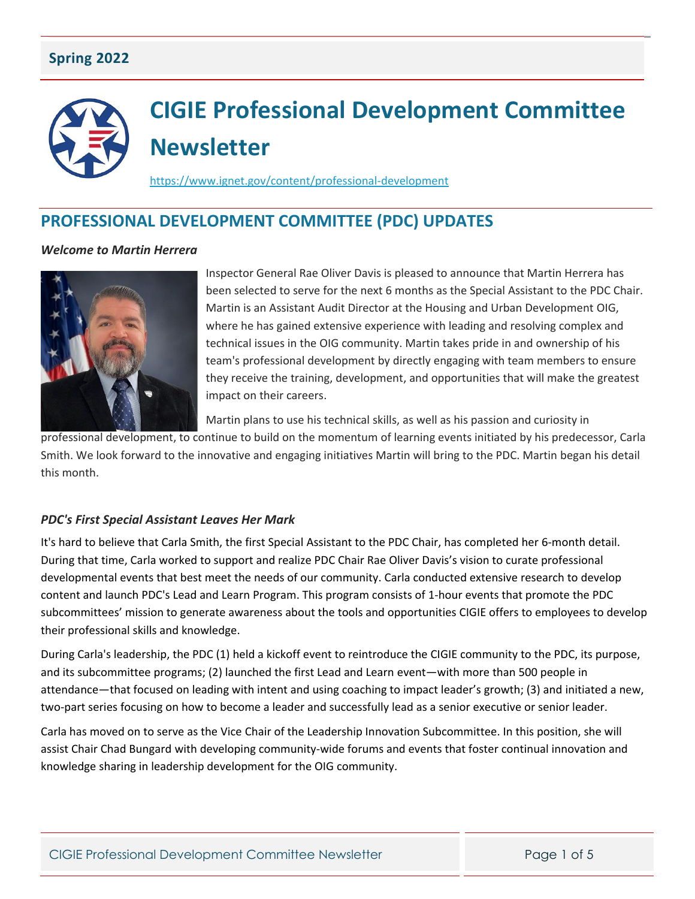**Spring 2022**

# CIGIE Professional Development Committee Newsletter

https://www.ignet.gov/content/professional-development

## PROFESSIONAL DEVELOPMENT COMMITTEE (PDC) UPDATES

### *Welcome to Martin Herrera*

Inspector General Rae Oliver Davis is pleased to announce that Martin Herrera has been selected to serve for the next 6 months as the Special Assistant to the PDC Chair. Martin is an Assistant Audit Director at the Housing and Urban Development OIG, where he has gained extensive experience with leading and resolving complex and technical issues in the OIG community. Martin takes pride in and ownership of his team's professional development by directly engaging with team members to ensure they receive the training, development, and opportunities that will make the greatest impact on their careers.

Martin plans to use his technical skills, as well as his passion and curiosity in professional development, to continue to build on the momentum of learning events initiated by his predecessor, Carla Smith. We look forward to the innovative and engaging initiatives Martin will bring to the PDC. Martin began his detail this month.

### *PDC's First Special Assistant Leaves Her Mark*

It's hard to believe that Carla Smith, the first Special Assistant to the PDC Chair, has completed her 6-month detail. During that time, Carla worked to support and realize PDC Chair Rae Oliver Davis's vision to curate professional developmental events that best meet the needs of our community. Carla conducted extensive research to develop content and launch PDC's Lead and Learn Program. This program consists of 1-hour events that promote the PDC subcommittees' mission to generate awareness about the tools and opportunities CIGIE offers to employees to develop their professional skills and knowledge.

During Carla's leadership, the PDC (1) held a kickoff event to reintroduce the CIGIE community to the PDC, its purpose, and its subcommittee programs; (2) launched the first Lead and Learn event—with more than 500 people in attendance—that focused on leading with intent and using coaching to impact leader's growth; (3) and initiated a new, two-part series focusing on how to become a leader and successfully lead as a senior executive or senior leader.

Carla has moved on to serve as the Vice Chair of the Leadership Innovation Subcommittee. In this position, she will assist Chair Chad Bungard with developing community-wide forums and events that foster continual innovation and knowledge sharing in leadership development for the OIG community.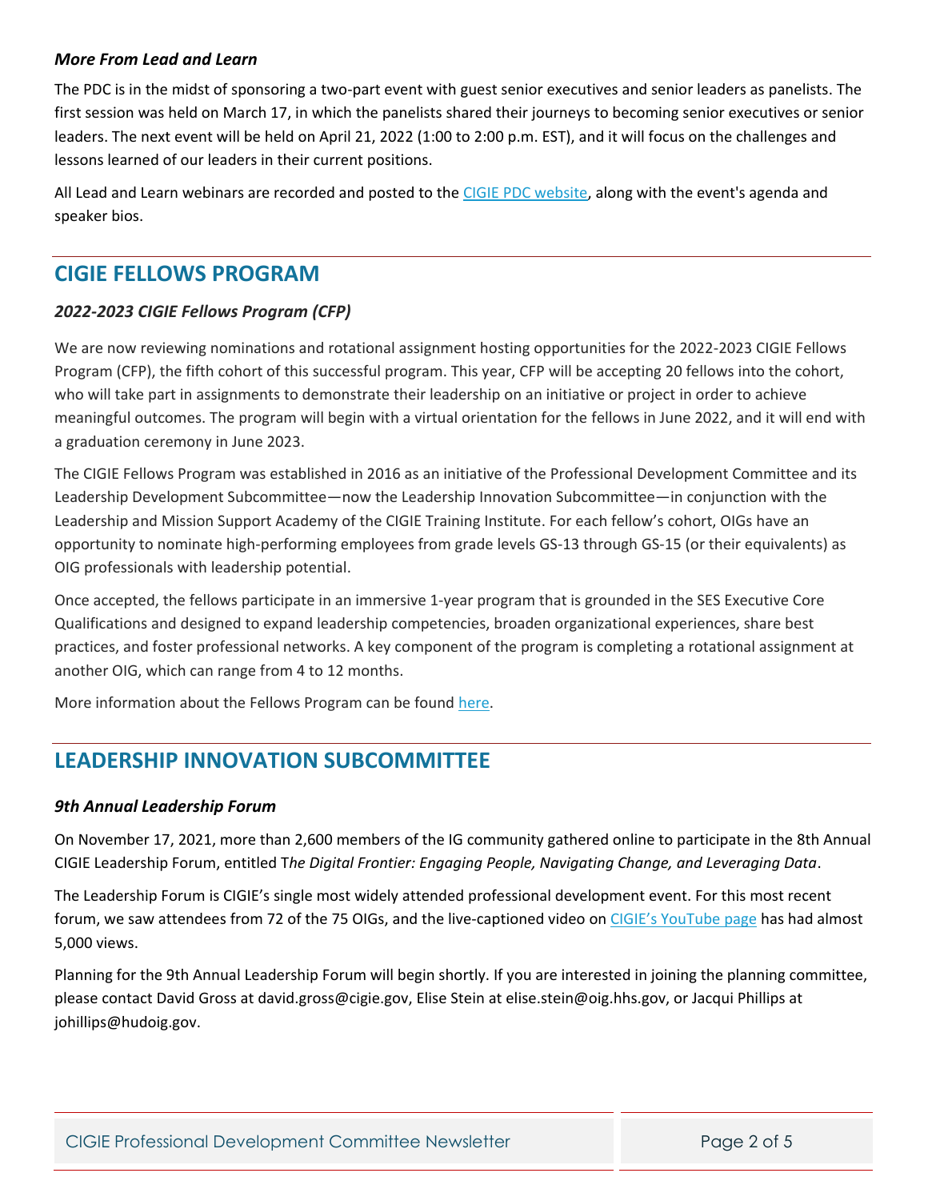### *More From Lead and Learn*

The PDC is in the midst of sponsoring a two-part event with guest senior executives and senior leaders as panelists. The first session was held on March 17, in which the panelists shared their journeys to becoming senior executives or senior leaders. The next event will be held on April 21, 2022 (1:00 to 2:00 p.m. EST), and it will focus on the challenges and lessons learned of our leaders in their current positions.

All Lead and Learn webinars are recorded and posted to the [CIGIE PDC website](), along with the event's agenda and speaker bios.

## CIGIE FELLOWS PROGRAM

### *2022-2023 CIGIE Fellows Program (CFP)*

We are now reviewing nominations and rotational assignment hosting opportunities for the 2022-2023 CIGIE Fellows Program (CFP), the fifth cohort of this successful program. This year, CFP will be accepting 20 fellows into the cohort, who will take part in assignments to demonstrate their leadership on an initiative or project in order to achieve meaningful outcomes. The program will begin with a virtual orientation for the fellows in June 2022, and it will end with a graduation ceremony in June 2023.

The CIGIE Fellows Program was established in 2016 as an initiative of the Professional Development Committee and its Leadership Development Subcommittee—now the Leadership Innovation Subcommittee—in conjunction with the Leadership and Mission Support Academy of the CIGIE Training Institute. For each fellow's cohort, OIGs have an opportunity to nominate high-performing employees from grade levels GS-13 through GS-15 (or their equivalents) as OIG professionals with leadership potential.

Once accepted, the fellows participate in an immersive 1-year program that is grounded in the SES Executive Core Qualifications and designed to expand leadership competencies, broaden organizational experiences, share best practices, and foster professional networks. A key component of the program is completing a rotational assignment at another OIG, which can range from 4 to 12 months.

More information about the Fellows Program can be found [here]().

## LEADERSHIP INNOVATION SUBCOMMITTEE

### *9th Annual Leadership Forum*

On November 17, 2021, more than 2,600 members of the IG community gathered online to participate in the 8th Annual CIGIE Leadership Forum, entitled T*he Digital Frontier: Engaging People, Navigating Change, and Leveraging Data*.

The Leadership Forum is CIGIE's single most widely attended professional development event. For this most recent forum, we saw attendees from 72 of the 75 OIGs, and the live-captioned video on [CIGIE's YouTube page]() has had almost 5,000 views.

Planning for the 9th Annual Leadership Forum will begin shortly. If you are interested in joining the planning committee, please contact David Gross at david.gross@cigie.gov, Elise Stein at elise.stein@oig.hhs.gov, or Jacqui Phillips at johillips@hudoig.gov.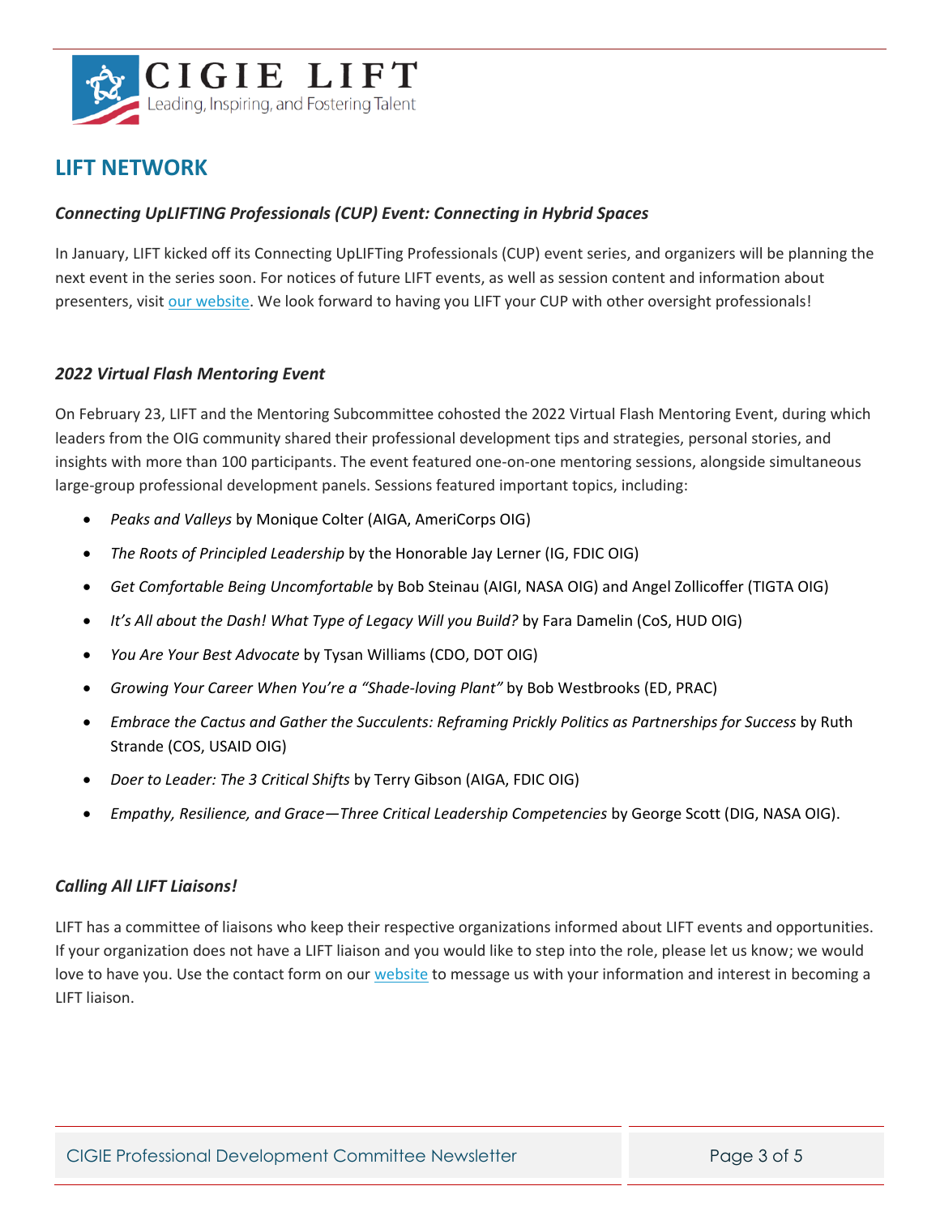## LIFT NETWORK

### *Connecting UpLIFTING Professionals (CUP) Event: Connecting in Hybrid Spaces*

In January, LIFT kicked off its Connecting UpLIFTing Professionals (CUP) event series, and organizers will be planning the next event in the series soon. For notices of future LIFT events, as well as session content and information about presenters, visit our website. We look forward to having you LIFT your CUP with other oversight professionals!

### *2022 Virtual Flash Mentoring Event*

On February 23, LIFT and the Mentoring Subcommittee cohosted the 2022 Virtual Flash Mentoring Event, during which leaders from the OIG community shared their professional development tips and strategies, personal stories, and insights with more than 100 participants. The event featured one-on-one mentoring sessions, alongside simultaneous large-group professional development panels. Sessions featured important topics, including:

- *Peaks and Valleys* by Monique Colter (AIGA, AmeriCorps OIG)
- *The Roots of Principled Leadership* by the Honorable Jay Lerner (IG, FDIC OIG)
- *Get Comfortable Being Uncomfortable* by Bob Steinau (AIGI, NASA OIG) and Angel Zollicoffer (TIGTA OIG)
- *It's All about the Dash! What Type of Legacy Will you Build?* by Fara Damelin (CoS, HUD OIG)
- *You Are Your Best Advocate* by Tysan Williams (CDO, DOT OIG)
- *Growing Your Career When You're a "Shade-loving Plant"* by Bob Westbrooks (ED, PRAC)
- *Embrace the Cactus and Gather the Succulents: Reframing Prickly Politics as Partnerships for Success* by Ruth Strande (COS, USAID OIG)
- *Doer to Leader: The 3 Critical Shifts* by Terry Gibson (AIGA, FDIC OIG)
- *Empathy, Resilience, and Grace—Three Critical Leadership Competencies* by George Scott (DIG, NASA OIG).

### *Calling All LIFT Liaisons!*

LIFT has a committee of liaisons who keep their respective organizations informed about LIFT events and opportunities. If your organization does not have a LIFT liaison and you would like to step into the role, please let us know; we would love to have you. Use the contact form on our website to message us with your information and interest in becoming a LIFT liaison.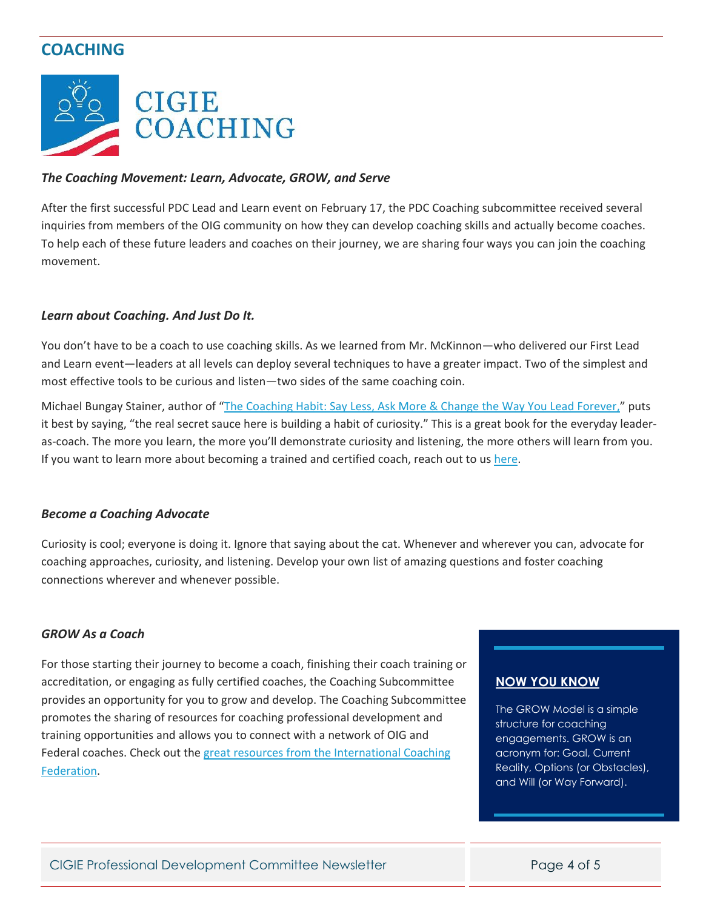## COACHING

CIGIE COACHING

***The Coaching Movement: Learn, Advocate, GROW, and Serve***

After the first successful PDC Lead and Learn event on February 17, the PDC Coaching subcommittee received several inquiries from members of the OIG community on how they can develop coaching skills and actually become coaches. To help each of these future leaders and coaches on their journey, we are sharing four ways you can join the coaching movement.

***Learn about Coaching. And Just Do It.***

You don't have to be a coach to use coaching skills. As we learned from Mr. McKinnon—who delivered our First Lead and Learn event—leaders at all levels can deploy several techniques to have a greater impact. Two of the simplest and most effective tools to be curious and listen—two sides of the same coaching coin.

Michael Bungay Stainer, author of "The Coaching Habit: Say Less, Ask More & Change the Way You Lead Forever," puts it best by saying, "the real secret sauce here is building a habit of curiosity." This is a great book for the everyday leader-as-coach. The more you learn, the more you'll demonstrate curiosity and listening, the more others will learn from you. If you want to learn more about becoming a trained and certified coach, reach out to us here.

***Become a Coaching Advocate***

Curiosity is cool; everyone is doing it. Ignore that saying about the cat. Whenever and wherever you can, advocate for coaching approaches, curiosity, and listening. Develop your own list of amazing questions and foster coaching connections wherever and whenever possible.

***GROW As a Coach***

For those starting their journey to become a coach, finishing their coach training or accreditation, or engaging as fully certified coaches, the Coaching Subcommittee provides an opportunity for you to grow and develop. The Coaching Subcommittee promotes the sharing of resources for coaching professional development and training opportunities and allows you to connect with a network of OIG and Federal coaches. Check out the great resources from the International Coaching Federation.

**NOW YOU KNOW**

The GROW Model is a simple structure for coaching engagements. GROW is an acronym for: Goal, Current Reality, Options (or Obstacles), and Will (or Way Forward).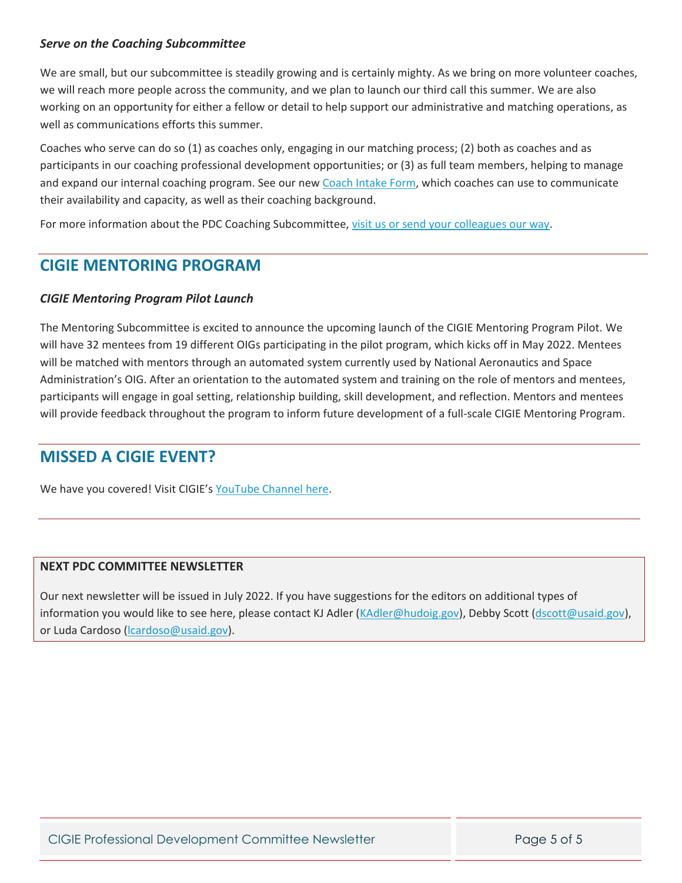### *Serve on the Coaching Subcommittee*

We are small, but our subcommittee is steadily growing and is certainly mighty. As we bring on more volunteer coaches, we will reach more people across the community, and we plan to launch our third call this summer. We are also working on an opportunity for either a fellow or detail to help support our administrative and matching operations, as well as communications efforts this summer.

Coaches who serve can do so (1) as coaches only, engaging in our matching process; (2) both as coaches and as participants in our coaching professional development opportunities; or (3) as full team members, helping to manage and expand our internal coaching program. See our new Coach Intake Form, which coaches can use to communicate their availability and capacity, as well as their coaching background.

For more information about the PDC Coaching Subcommittee, visit us or send your colleagues our way.

## CIGIE MENTORING PROGRAM

### *CIGIE Mentoring Program Pilot Launch*

The Mentoring Subcommittee is excited to announce the upcoming launch of the CIGIE Mentoring Program Pilot. We will have 32 mentees from 19 different OIGs participating in the pilot program, which kicks off in May 2022. Mentees will be matched with mentors through an automated system currently used by National Aeronautics and Space Administration's OIG. After an orientation to the automated system and training on the role of mentors and mentees, participants will engage in goal setting, relationship building, skill development, and reflection. Mentors and mentees will provide feedback throughout the program to inform future development of a full-scale CIGIE Mentoring Program.

## MISSED A CIGIE EVENT?

We have you covered! Visit CIGIE's YouTube Channel here.

**NEXT PDC COMMITTEE NEWSLETTER**

Our next newsletter will be issued in July 2022. If you have suggestions for the editors on additional types of information you would like to see here, please contact KJ Adler (KAdler@hudoig.gov), Debby Scott (dscott@usaid.gov), or Luda Cardoso (lcardoso@usaid.gov).